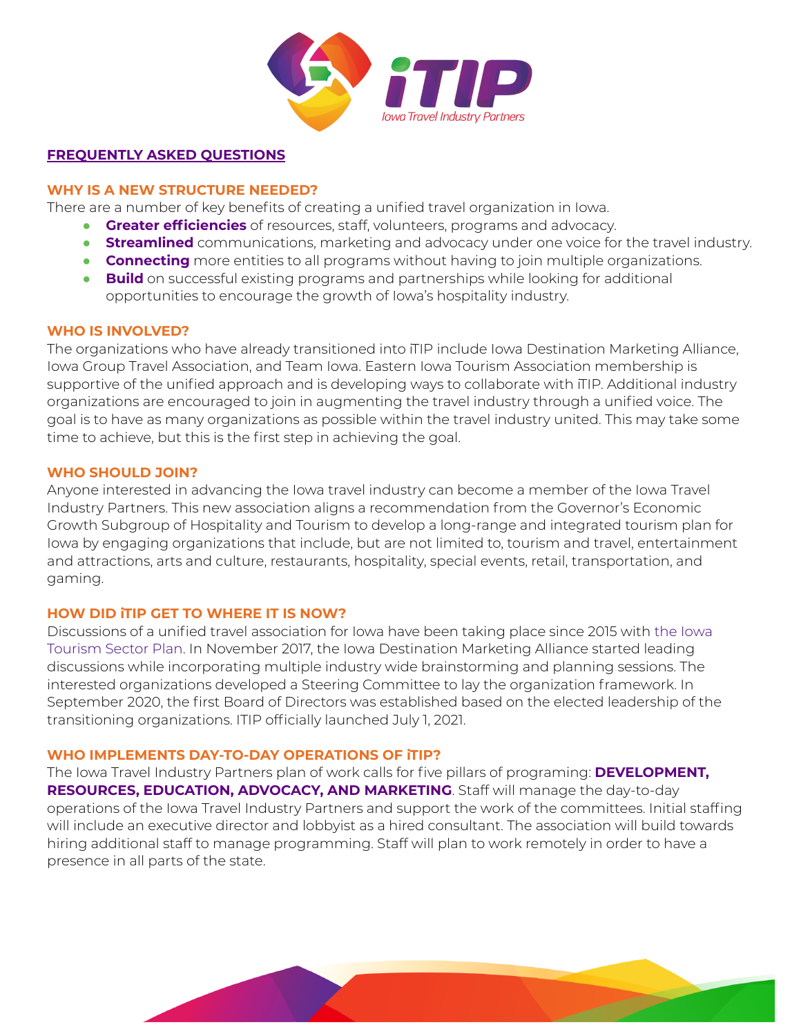# iTIP

*Iowa Travel Industry Partners*

## FREQUENTLY ASKED QUESTIONS

### WHY IS A NEW STRUCTURE NEEDED?

There are a number of key benefits of creating a unified travel organization in Iowa.

- **Greater efficiencies** of resources, staff, volunteers, programs and advocacy.
- **Streamlined** communications, marketing and advocacy under one voice for the travel industry.
- **Connecting** more entities to all programs without having to join multiple organizations.
- **Build** on successful existing programs and partnerships while looking for additional opportunities to encourage the growth of Iowa's hospitality industry.

### WHO IS INVOLVED?

The organizations who have already transitioned into iTIP include Iowa Destination Marketing Alliance, Iowa Group Travel Association, and Team Iowa. Eastern Iowa Tourism Association membership is supportive of the unified approach and is developing ways to collaborate with iTIP. Additional industry organizations are encouraged to join in augmenting the travel industry through a unified voice. The goal is to have as many organizations as possible within the travel industry united. This may take some time to achieve, but this is the first step in achieving the goal.

### WHO SHOULD JOIN?

Anyone interested in advancing the Iowa travel industry can become a member of the Iowa Travel Industry Partners. This new association aligns a recommendation from the Governor's Economic Growth Subgroup of Hospitality and Tourism to develop a long-range and integrated tourism plan for Iowa by engaging organizations that include, but are not limited to, tourism and travel, entertainment and attractions, arts and culture, restaurants, hospitality, special events, retail, transportation, and gaming.

### HOW DID iTIP GET TO WHERE IT IS NOW?

Discussions of a unified travel association for Iowa have been taking place since 2015 with the Iowa Tourism Sector Plan. In November 2017, the Iowa Destination Marketing Alliance started leading discussions while incorporating multiple industry wide brainstorming and planning sessions. The interested organizations developed a Steering Committee to lay the organization framework. In September 2020, the first Board of Directors was established based on the elected leadership of the transitioning organizations. ITIP officially launched July 1, 2021.

### WHO IMPLEMENTS DAY-TO-DAY OPERATIONS OF iTIP?

The Iowa Travel Industry Partners plan of work calls for five pillars of programing: **DEVELOPMENT, RESOURCES, EDUCATION, ADVOCACY, AND MARKETING**. Staff will manage the day-to-day operations of the Iowa Travel Industry Partners and support the work of the committees. Initial staffing will include an executive director and lobbyist as a hired consultant. The association will build towards hiring additional staff to manage programming. Staff will plan to work remotely in order to have a presence in all parts of the state.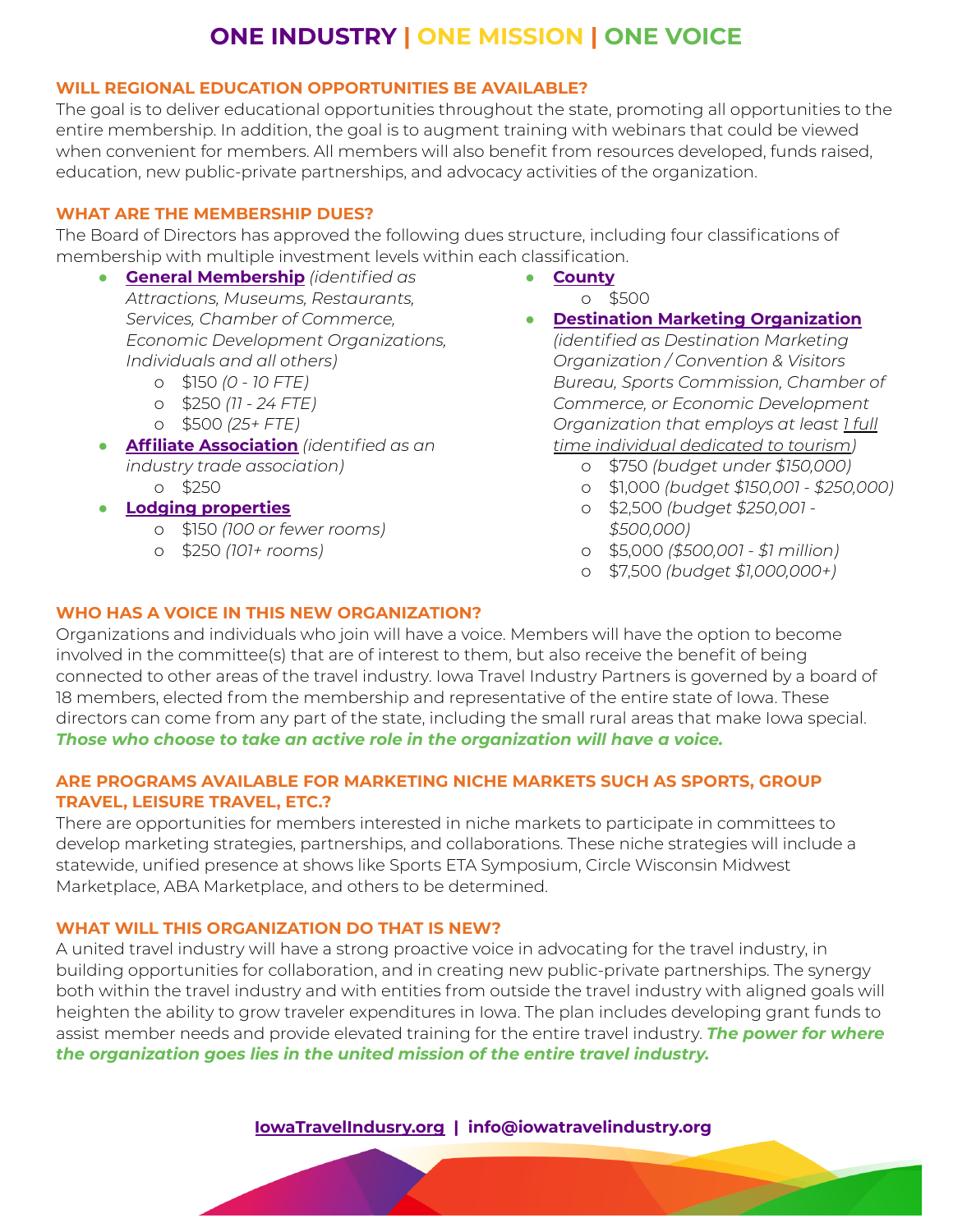# ONE INDUSTRY | ONE MISSION | ONE VOICE

### WILL REGIONAL EDUCATION OPPORTUNITIES BE AVAILABLE?

The goal is to deliver educational opportunities throughout the state, promoting all opportunities to the entire membership. In addition, the goal is to augment training with webinars that could be viewed when convenient for members. All members will also benefit from resources developed, funds raised, education, new public-private partnerships, and advocacy activities of the organization.

### WHAT ARE THE MEMBERSHIP DUES?

The Board of Directors has approved the following dues structure, including four classifications of membership with multiple investment levels within each classification.

- **General Membership** *(identified as Attractions, Museums, Restaurants, Services, Chamber of Commerce, Economic Development Organizations, Individuals and all others)*
  - $150 *(0 - 10 FTE)*
  - $250 *(11 - 24 FTE)*
  - $500 *(25+ FTE)*
- **Affiliate Association** *(identified as an industry trade association)*
  - $250
- **Lodging properties**
  - $150 *(100 or fewer rooms)*
  - $250 *(101+ rooms)*
- **County**
  - $500
- **Destination Marketing Organization** *(identified as Destination Marketing Organization / Convention & Visitors Bureau, Sports Commission, Chamber of Commerce, or Economic Development Organization that employs at least 1 full time individual dedicated to tourism)*
  - $750 *(budget under $150,000)*
  - $1,000 *(budget $150,001 - $250,000)*
  - $2,500 *(budget $250,001 - $500,000)*
  - $5,000 *($500,001 - $1 million)*
  - $7,500 *(budget $1,000,000+)*

### WHO HAS A VOICE IN THIS NEW ORGANIZATION?

Organizations and individuals who join will have a voice. Members will have the option to become involved in the committee(s) that are of interest to them, but also receive the benefit of being connected to other areas of the travel industry. Iowa Travel Industry Partners is governed by a board of 18 members, elected from the membership and representative of the entire state of Iowa. These directors can come from any part of the state, including the small rural areas that make Iowa special. ***Those who choose to take an active role in the organization will have a voice.***

### ARE PROGRAMS AVAILABLE FOR MARKETING NICHE MARKETS SUCH AS SPORTS, GROUP TRAVEL, LEISURE TRAVEL, ETC.?

There are opportunities for members interested in niche markets to participate in committees to develop marketing strategies, partnerships, and collaborations. These niche strategies will include a statewide, unified presence at shows like Sports ETA Symposium, Circle Wisconsin Midwest Marketplace, ABA Marketplace, and others to be determined.

### WHAT WILL THIS ORGANIZATION DO THAT IS NEW?

A united travel industry will have a strong proactive voice in advocating for the travel industry, in building opportunities for collaboration, and in creating new public-private partnerships. The synergy both within the travel industry and with entities from outside the travel industry with aligned goals will heighten the ability to grow traveler expenditures in Iowa. The plan includes developing grant funds to assist member needs and provide elevated training for the entire travel industry. ***The power for where the organization goes lies in the united mission of the entire travel industry.***

**IowaTravelIndusry.org | info@iowatravelindustry.org**